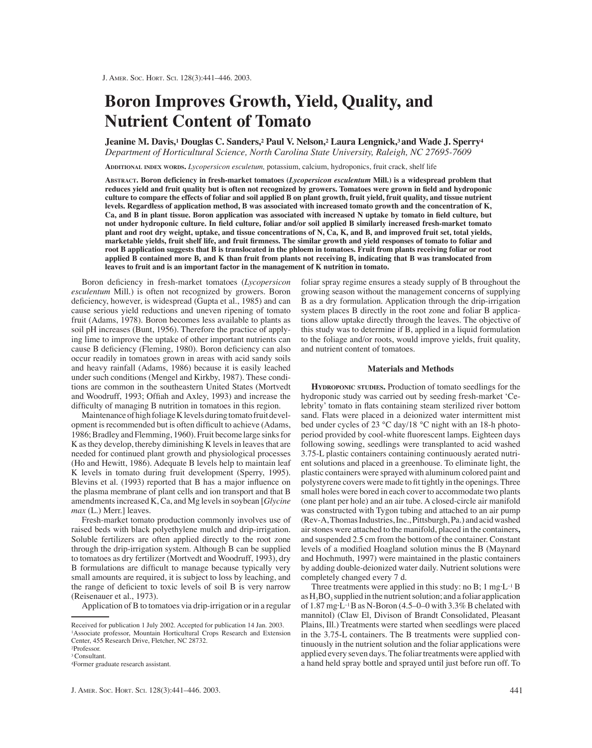# Boron Improves Growth, Yield, Quality, and Nutrient Content of Tomato

**Jeanine M. Davis,[1] Douglas C. Sanders,[2] Paul V. Nelson,[2] Laura Lengnick,[3] and Wade J. Sperry[4]**

*Department of Horticultural Science, North Carolina State University, Raleigh, NC 27695-7609*

Additional index words. *Lycopersicon esculetum,* potassium, calcium, hydroponics, fruit crack, shelf life

**Abstract. Boron deficiency in fresh-market tomatoes (*Lycopersicon esculentum* Mill.) is a widespread problem that reduces yield and fruit quality but is often not recognized by growers. Tomatoes were grown in field and hydroponic culture to compare the effects of foliar and soil applied B on plant growth, fruit yield, fruit quality, and tissue nutrient levels. Regardless of application method, B was associated with increased tomato growth and the concentration of K, Ca, and B in plant tissue. Boron application was associated with increased N uptake by tomato in field culture, but not under hydroponic culture. In field culture, foliar and/or soil applied B similarly increased fresh-market tomato plant and root dry weight, uptake, and tissue concentrations of N, Ca, K, and B, and improved fruit set, total yields, marketable yields, fruit shelf life, and fruit firmness. The similar growth and yield responses of tomato to foliar and root B application suggests that B is translocated in the phloem in tomatoes. Fruit from plants receiving foliar or root applied B contained more B, and K than fruit from plants not receiving B, indicating that B was translocated from leaves to fruit and is an important factor in the management of K nutrition in tomato.**

Boron deficiency in fresh-market tomatoes (*Lycopersicon esculentum* Mill.) is often not recognized by growers. Boron deficiency, however, is widespread (Gupta et al., 1985) and can cause serious yield reductions and uneven ripening of tomato fruit (Adams, 1978). Boron becomes less available to plants as soil pH increases (Bunt, 1956). Therefore the practice of applying lime to improve the uptake of other important nutrients can cause B deficiency (Fleming, 1980). Boron deficiency can also occur readily in tomatoes grown in areas with acid sandy soils and heavy rainfall (Adams, 1986) because it is easily leached under such conditions (Mengel and Kirkby, 1987). These conditions are common in the southeastern United States (Mortvedt and Woodruff, 1993; Offiah and Axley, 1993) and increase the difficulty of managing B nutrition in tomatoes in this region.

Maintenance of high foliage K levels during tomato fruit development is recommended but is often difficult to achieve (Adams, 1986; Bradley and Flemming, 1960). Fruit become large sinks for K as they develop, thereby diminishing K levels in leaves that are needed for continued plant growth and physiological processes (Ho and Hewitt, 1986). Adequate B levels help to maintain leaf K levels in tomato during fruit development (Sperry, 1995). Blevins et al. (1993) reported that B has a major influence on the plasma membrane of plant cells and ion transport and that B amendments increased K, Ca, and Mg levels in soybean [*Glycine max* (L.) Merr.] leaves.

Fresh-market tomato production commonly involves use of raised beds with black polyethylene mulch and drip-irrigation. Soluble fertilizers are often applied directly to the root zone through the drip-irrigation system. Although B can be supplied to tomatoes as dry fertilizer (Mortvedt and Woodruff, 1993), dry B formulations are difficult to manage because typically very small amounts are required, it is subject to loss by leaching, and the range of deficient to toxic levels of soil B is very narrow (Reisenauer et al., 1973).

Application of B to tomatoes via drip-irrigation or in a regular foliar spray regime ensures a steady supply of B throughout the growing season without the management concerns of supplying B as a dry formulation. Application through the drip-irrigation system places B directly in the root zone and foliar B applications allow uptake directly through the leaves. The objective of this study was to determine if B, applied in a liquid formulation to the foliage and/or roots, would improve yields, fruit quality, and nutrient content of tomatoes.

## Materials and Methods

**Hydroponic studies.** Production of tomato seedlings for the hydroponic study was carried out by seeding fresh-market 'Celebrity' tomato in flats containing steam sterilized river bottom sand. Flats were placed in a deionized water intermittent mist bed under cycles of 23 °C day/18 °C night with an 18-h photoperiod provided by cool-white fluorescent lamps. Eighteen days following sowing, seedlings were transplanted to acid washed 3.75-L plastic containers containing continuously aerated nutrient solutions and placed in a greenhouse. To eliminate light, the plastic containers were sprayed with aluminum colored paint and polystyrene covers were made to fit tightly in the openings. Three small holes were bored in each cover to accommodate two plants (one plant per hole) and an air tube. A closed-circle air manifold was constructed with Tygon tubing and attached to an air pump (Rev-A, Thomas Industries, Inc., Pittsburgh, Pa.) and acid washed air stones were attached to the manifold, placed in the containers, and suspended 2.5 cm from the bottom of the container. Constant levels of a modified Hoagland solution minus the B (Maynard and Hochmuth, 1997) were maintained in the plastic containers by adding double-deionized water daily. Nutrient solutions were completely changed every 7 d.

Three treatments were applied in this study: no B; 1 $mg \cdot L^{-1}$ B as $H_3BO_3$ supplied in the nutrient solution; and a foliar application of 1.87 $mg \cdot L^{-1}$ B as N-Boron (4.5–0–0 with 3.3% B chelated with mannitol) (Claw El, Divison of Brandt Consolidated, Pleasant Plains, Ill.) Treatments were started when seedlings were placed in the 3.75-L containers. The B treatments were supplied continuously in the nutrient solution and the foliar applications were applied every seven days. The foliar treatments were applied with a hand held spray bottle and sprayed until just before run off. To

---

Received for publication 1 July 2002. Accepted for publication 14 Jan. 2003.
[1]Associate professor, Mountain Horticultural Crops Research and Extension Center, 455 Research Drive, Fletcher, NC 28732.
[2]Professor.
[3]Consultant.
[4]Former graduate research assistant.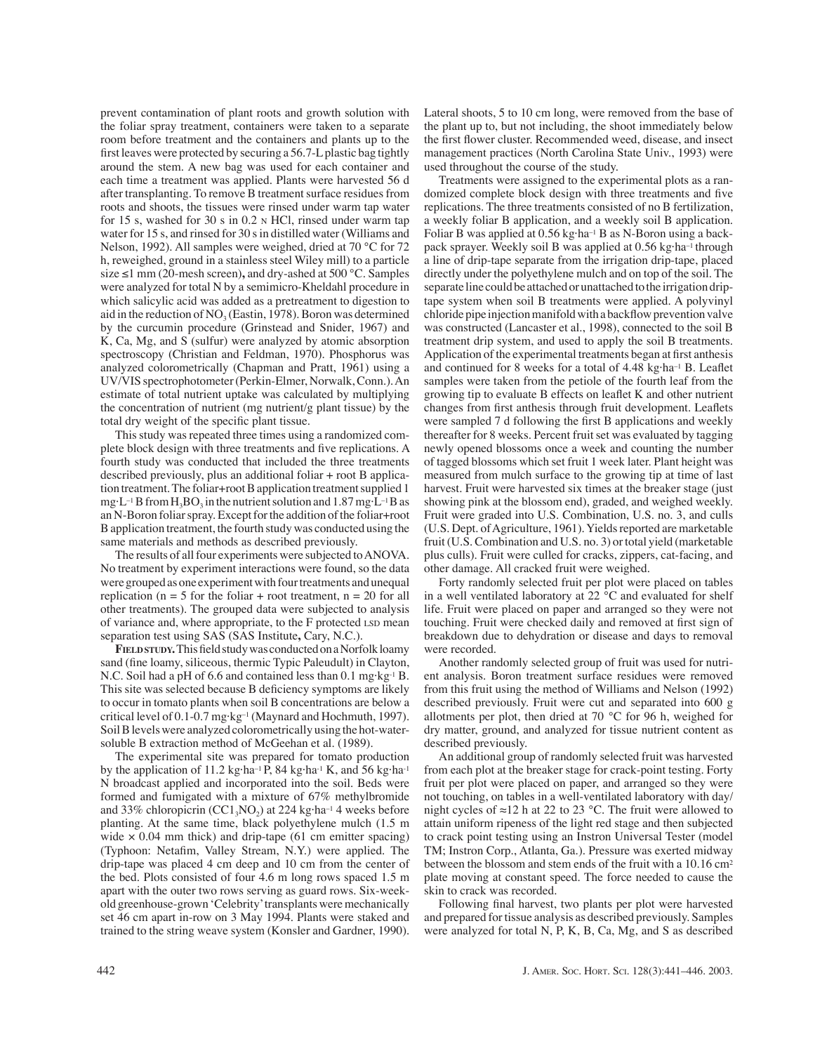prevent contamination of plant roots and growth solution with the foliar spray treatment, containers were taken to a separate room before treatment and the containers and plants up to the first leaves were protected by securing a 56.7-L plastic bag tightly around the stem. A new bag was used for each container and each time a treatment was applied. Plants were harvested 56 d after transplanting. To remove B treatment surface residues from roots and shoots, the tissues were rinsed under warm tap water for 15 s, washed for 30 s in 0.2 N HCl, rinsed under warm tap water for 15 s, and rinsed for 30 s in distilled water (Williams and Nelson, 1992). All samples were weighed, dried at 70 °C for 72 h, reweighed, ground in a stainless steel Wiley mill) to a particle size ≤1 mm (20-mesh screen), and dry-ashed at 500 °C. Samples were analyzed for total N by a semimicro-Kheldahl procedure in which salicylic acid was added as a pretreatment to digestion to aid in the reduction of $NO_3$ (Eastin, 1978). Boron was determined by the curcumin procedure (Grinstead and Snider, 1967) and K, Ca, Mg, and S (sulfur) were analyzed by atomic absorption spectroscopy (Christian and Feldman, 1970). Phosphorus was analyzed colorometrically (Chapman and Pratt, 1961) using a UV/VIS spectrophotometer (Perkin-Elmer, Norwalk, Conn.). An estimate of total nutrient uptake was calculated by multiplying the concentration of nutrient (mg nutrient/g plant tissue) by the total dry weight of the specific plant tissue.

This study was repeated three times using a randomized complete block design with three treatments and five replications. A fourth study was conducted that included the three treatments described previously, plus an additional foliar + root B application treatment. The foliar+root B application treatment supplied 1 $mg \cdot L^{-1}$ B from $H_3BO_3$ in the nutrient solution and 1.87 $mg \cdot L^{-1}$ B as an N-Boron foliar spray. Except for the addition of the foliar+root B application treatment, the fourth study was conducted using the same materials and methods as described previously.

The results of all four experiments were subjected to ANOVA. No treatment by experiment interactions were found, so the data were grouped as one experiment with four treatments and unequal replication (n = 5 for the foliar + root treatment, n = 20 for all other treatments). The grouped data were subjected to analysis of variance and, where appropriate, to the F protected LSD mean separation test using SAS (SAS Institute, Cary, N.C.).

**FIELD STUDY.** This field study was conducted on a Norfolk loamy sand (fine loamy, siliceous, thermic Typic Paleudult) in Clayton, N.C. Soil had a pH of 6.6 and contained less than 0.1 $mg \cdot kg^{-1}$ B. This site was selected because B deficiency symptoms are likely to occur in tomato plants when soil B concentrations are below a critical level of 0.1-0.7 $mg \cdot kg^{-1}$ (Maynard and Hochmuth, 1997). Soil B levels were analyzed colorometrically using the hot-water-soluble B extraction method of McGeehan et al. (1989).

The experimental site was prepared for tomato production by the application of 11.2 $kg \cdot ha^{-1}$ P, 84 $kg \cdot ha^{-1}$ K, and 56 $kg \cdot ha^{-1}$ N broadcast applied and incorporated into the soil. Beds were formed and fumigated with a mixture of 67% methylbromide and 33% chloropicrin ($CCl_3NO_2$) at 224 $kg \cdot ha^{-1}$ 4 weeks before planting. At the same time, black polyethylene mulch (1.5 m wide × 0.04 mm thick) and drip-tape (61 cm emitter spacing) (Typhoon: Netafim, Valley Stream, N.Y.) were applied. The drip-tape was placed 4 cm deep and 10 cm from the center of the bed. Plots consisted of four 4.6 m long rows spaced 1.5 m apart with the outer two rows serving as guard rows. Six-week-old greenhouse-grown 'Celebrity' transplants were mechanically set 46 cm apart in-row on 3 May 1994. Plants were staked and trained to the string weave system (Konsler and Gardner, 1990). Lateral shoots, 5 to 10 cm long, were removed from the base of the plant up to, but not including, the shoot immediately below the first flower cluster. Recommended weed, disease, and insect management practices (North Carolina State Univ., 1993) were used throughout the course of the study.

Treatments were assigned to the experimental plots as a randomized complete block design with three treatments and five replications. The three treatments consisted of no B fertilization, a weekly foliar B application, and a weekly soil B application. Foliar B was applied at 0.56 $kg \cdot ha^{-1}$ B as N-Boron using a backpack sprayer. Weekly soil B was applied at 0.56 $kg \cdot ha^{-1}$ through a line of drip-tape separate from the irrigation drip-tape, placed directly under the polyethylene mulch and on top of the soil. The separate line could be attached or unattached to the irrigation drip-tape system when soil B treatments were applied. A polyvinyl chloride pipe injection manifold with a backflow prevention valve was constructed (Lancaster et al., 1998), connected to the soil B treatment drip system, and used to apply the soil B treatments. Application of the experimental treatments began at first anthesis and continued for 8 weeks for a total of 4.48 $kg \cdot ha^{-1}$ B. Leaflet samples were taken from the petiole of the fourth leaf from the growing tip to evaluate B effects on leaflet K and other nutrient changes from first anthesis through fruit development. Leaflets were sampled 7 d following the first B applications and weekly thereafter for 8 weeks. Percent fruit set was evaluated by tagging newly opened blossoms once a week and counting the number of tagged blossoms which set fruit 1 week later. Plant height was measured from mulch surface to the growing tip at time of last harvest. Fruit were harvested six times at the breaker stage (just showing pink at the blossom end), graded, and weighed weekly. Fruit were graded into U.S. Combination, U.S. no. 3, and culls (U.S. Dept. of Agriculture, 1961). Yields reported are marketable fruit (U.S. Combination and U.S. no. 3) or total yield (marketable plus culls). Fruit were culled for cracks, zippers, cat-facing, and other damage. All cracked fruit were weighed.

Forty randomly selected fruit per plot were placed on tables in a well ventilated laboratory at 22 °C and evaluated for shelf life. Fruit were placed on paper and arranged so they were not touching. Fruit were checked daily and removed at first sign of breakdown due to dehydration or disease and days to removal were recorded.

Another randomly selected group of fruit was used for nutrient analysis. Boron treatment surface residues were removed from this fruit using the method of Williams and Nelson (1992) described previously. Fruit were cut and separated into 600 g allotments per plot, then dried at 70 °C for 96 h, weighed for dry matter, ground, and analyzed for tissue nutrient content as described previously.

An additional group of randomly selected fruit was harvested from each plot at the breaker stage for crack-point testing. Forty fruit per plot were placed on paper, and arranged so they were not touching, on tables in a well-ventilated laboratory with day/night cycles of ≈12 h at 22 to 23 °C. The fruit were allowed to attain uniform ripeness of the light red stage and then subjected to crack point testing using an Instron Universal Tester (model TM; Instron Corp., Atlanta, Ga.). Pressure was exerted midway between the blossom and stem ends of the fruit with a 10.16 $cm^2$ plate moving at constant speed. The force needed to cause the skin to crack was recorded.

Following final harvest, two plants per plot were harvested and prepared for tissue analysis as described previously. Samples were analyzed for total N, P, K, B, Ca, Mg, and S as described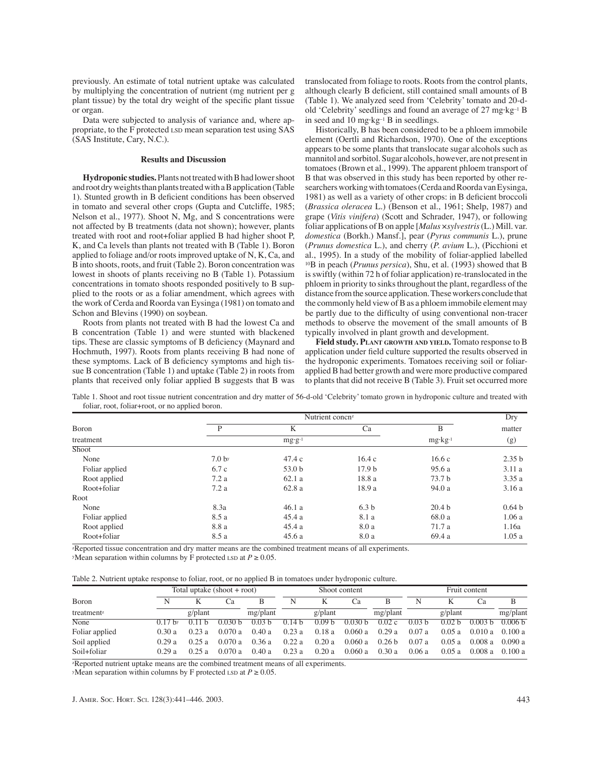previously. An estimate of total nutrient uptake was calculated by multiplying the concentration of nutrient (mg nutrient per g plant tissue) by the total dry weight of the specific plant tissue or organ.

Data were subjected to analysis of variance and, where appropriate, to the F protected LSD mean separation test using SAS (SAS Institute, Cary, N.C.).

## Results and Discussion

**Hydroponic studies.** Plants not treated with B had lower shoot and root dry weights than plants treated with a B application (Table 1). Stunted growth in B deficient conditions has been observed in tomato and several other crops (Gupta and Cutcliffe, 1985; Nelson et al., 1977). Shoot N, Mg, and S concentrations were not affected by B treatments (data not shown); however, plants treated with root and root+foliar applied B had higher shoot P, K, and Ca levels than plants not treated with B (Table 1). Boron applied to foliage and/or roots improved uptake of N, K, Ca, and B into shoots, roots, and fruit (Table 2). Boron concentration was lowest in shoots of plants receiving no B (Table 1). Potassium concentrations in tomato shoots responded positively to B supplied to the roots or as a foliar amendment, which agrees with the work of Cerda and Roorda van Eysinga (1981) on tomato and Schon and Blevins (1990) on soybean.

Roots from plants not treated with B had the lowest Ca and B concentration (Table 1) and were stunted with blackened tips. These are classic symptoms of B deficiency (Maynard and Hochmuth, 1997). Roots from plants receiving B had none of these symptoms. Lack of B deficiency symptoms and high tissue B concentration (Table 1) and uptake (Table 2) in roots from plants that received only foliar applied B suggests that B was translocated from foliage to roots. Roots from the control plants, although clearly B deficient, still contained small amounts of B (Table 1). We analyzed seed from 'Celebrity' tomato and 20-d-old 'Celebrity' seedlings and found an average of 27 $mg \cdot kg^{-1}$ B in seed and 10 $mg \cdot kg^{-1}$ B in seedlings.

Historically, B has been considered to be a phloem immobile element (Oertli and Richardson, 1970). One of the exceptions appears to be some plants that translocate sugar alcohols such as mannitol and sorbitol. Sugar alcohols, however, are not present in tomatoes (Brown et al., 1999). The apparent phloem transport of B that was observed in this study has been reported by other researchers working with tomatoes (Cerda and Roorda van Eysinga, 1981) as well as a variety of other crops: in B deficient broccoli (*Brassica oleracea* L.) (Benson et al., 1961; Shelp, 1987) and grape (*Vitis vinifera*) (Scott and Schrader, 1947), or following foliar applications of B on apple [*Malus* × *sylvestris* (L.) Mill. var. *domestica* (Borkh.) Mansf.], pear (*Pyrus communis* L.), prune (*Prunus domestica* L.), and cherry (*P. avium* L.), (Picchioni et al., 1995). In a study of the mobility of foliar-applied labelled $^{10}B$ in peach (*Prunus persica*), Shu, et al. (1993) showed that B is swiftly (within 72 h of foliar application) re-translocated in the phloem in priority to sinks throughout the plant, regardless of the distance from the source application. These workers conclude that the commonly held view of B as a phloem immobile element may be partly due to the difficulty of using conventional non-tracer methods to observe the movement of the small amounts of B typically involved in plant growth and development.

**Field study.** **Plant growth and yield.** Tomato response to B application under field culture supported the results observed in the hydroponic experiments. Tomatoes receiving soil or foliar-applied B had better growth and were more productive compared to plants that did not receive B (Table 3). Fruit set occurred more

Table 1. Shoot and root tissue nutrient concentration and dry matter of 56-d-old 'Celebrity' tomato grown in hydroponic culture and treated with foliar, root, foliar+root, or no applied boron.

| Boron | Nutrient concn[z] | | | | Dry |
|---|---|---|---|---|---|
| | P | K | Ca | B | matter |
| treatment | $mg \cdot g^{-1}$ | | | $mg \cdot kg^{-1}$ | (g) |
| Shoot | | | | | |
| None | 7.0 b[y] | 47.4 c | 16.4 c | 16.6 c | 2.35 b |
| Foliar applied | 6.7 c | 53.0 b | 17.9 b | 95.6 a | 3.11 a |
| Root applied | 7.2 a | 62.1 a | 18.8 a | 73.7 b | 3.35 a |
| Root+foliar | 7.2 a | 62.8 a | 18.9 a | 94.0 a | 3.16 a |
| Root | | | | | |
| None | 8.3a | 46.1 a | 6.3 b | 20.4 b | 0.64 b |
| Foliar applied | 8.5 a | 45.4 a | 8.1 a | 68.0 a | 1.06 a |
| Root applied | 8.8 a | 45.4 a | 8.0 a | 71.7 a | 1.16a |
| Root+foliar | 8.5 a | 45.6 a | 8.0 a | 69.4 a | 1.05 a |

[z]Reported tissue concentration and dry matter means are the combined treatment means of all experiments.
[y]Mean separation within columns by F protected LSD at $P \geq 0.05$.

Table 2. Nutrient uptake response to foliar, root, or no applied B in tomatoes under hydroponic culture.

| Boron | Total uptake (shoot + root) | | | | Shoot content | | | | Fruit content | | | |
|---|---|---|---|---|---|---|---|---|---|---|---|---|
| | N | K | Ca | B | N | K | Ca | B | N | K | Ca | B |
| treatment[z] | g/plant | | | mg/plant | g/plant | | | mg/plant | g/plant | | | mg/plant |
| None | 0.17 b[y] | 0.11 b | 0.030 b | 0.03 b | 0.14 b | 0.09 b | 0.030 b | 0.02 c | 0.03 b | 0.02 b | 0.003 b | 0.006 b |
| Foliar applied | 0.30 a | 0.23 a | 0.070 a | 0.40 a | 0.23 a | 0.18 a | 0.060 a | 0.29 a | 0.07 a | 0.05 a | 0.010 a | 0.100 a |
| Soil applied | 0.29 a | 0.25 a | 0.070 a | 0.36 a | 0.22 a | 0.20 a | 0.060 a | 0.26 b | 0.07 a | 0.05 a | 0.008 a | 0.090 a |
| Soil+foliar | 0.29 a | 0.25 a | 0.070 a | 0.40 a | 0.23 a | 0.20 a | 0.060 a | 0.30 a | 0.06 a | 0.05 a | 0.008 a | 0.100 a |

[z]Reported nutrient uptake means are the combined treatment means of all experiments.
[y]Mean separation within columns by F protected LSD at $P \geq 0.05$.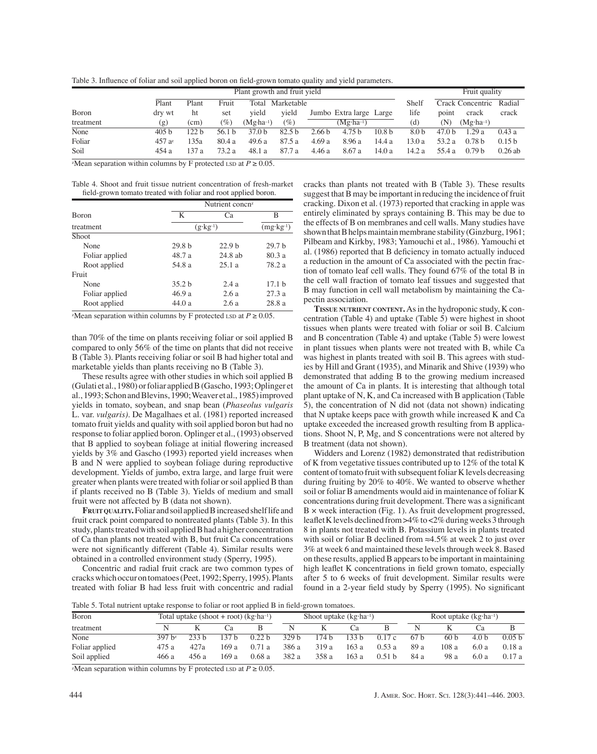Table 3. Influence of foliar and soil applied boron on field-grown tomato quality and yield parameters.

| Boron treatment | Plant dry wt (g) | Plant ht (cm) | Fruit set (%) | Total yield (Mg·ha⁻¹) | Marketable yield (%) | Jumbo (Mg·ha⁻¹) | Extra large (Mg·ha⁻¹) | Large (Mg·ha⁻¹) | Shelf life (d) | Crack point (N) | Concentric crack (Mg·ha⁻¹) | Radial crack |
|---|---|---|---|---|---|---|---|---|---|---|---|---|
| None | 405 b | 122 b | 56.1 b | 37.0 b | 82.5 b | 2.66 b | 4.75 b | 10.8 b | 8.0 b | 47.0 b | 1.29 a | 0.43 a |
| Foliar | 457 a[z] | 135a | 80.4 a | 49.6 a | 87.5 a | 4.69 a | 8.96 a | 14.4 a | 13.0 a | 53.2 a | 0.78 b | 0.15 b |
| Soil | 454 a | 137 a | 73.2 a | 48.1 a | 87.7 a | 4.46 a | 8.67 a | 14.0 a | 14.2 a | 55.4 a | 0.79 b | 0.26 ab |

[z]Mean separation within columns by F protected LSD at $P \geq 0.05$.

Table 4. Shoot and fruit tissue nutrient concentration of fresh-market field-grown tomato treated with foliar and root applied boron.

| Boron treatment | K (g·kg⁻¹) | Ca (g·kg⁻¹) | B (mg·kg⁻¹) |
|---|---|---|---|
| Shoot | | | |
| None | 29.8 b | 22.9 b | 29.7 b |
| Foliar applied | 48.7 a | 24.8 ab | 80.3 a |
| Root applied | 54.8 a | 25.1 a | 78.2 a |
| Fruit | | | |
| None | 35.2 b | 2.4 a | 17.1 b |
| Foliar applied | 46.9 a | 2.6 a | 27.3 a |
| Root applied | 44.0 a | 2.6 a | 28.8 a |

[z]Mean separation within columns by F protected LSD at $P \geq 0.05$.

than 70% of the time on plants receiving foliar or soil applied B compared to only 56% of the time on plants that did not receive B (Table 3). Plants receiving foliar or soil B had higher total and marketable yields than plants receiving no B (Table 3).

These results agree with other studies in which soil applied B (Gulati et al., 1980) or foliar applied B (Gascho, 1993; Oplinger et al., 1993; Schon and Blevins, 1990; Weaver et al., 1985) improved yields in tomato, soybean, and snap bean (*Phaseolus vulgaris* L. var. *vulgaris)*. De Magalhaes et al. (1981) reported increased tomato fruit yields and quality with soil applied boron but had no response to foliar applied boron. Oplinger et al., (1993) observed that B applied to soybean foliage at initial flowering increased yields by 3% and Gascho (1993) reported yield increases when B and N were applied to soybean foliage during reproductive development. Yields of jumbo, extra large, and large fruit were greater when plants were treated with foliar or soil applied B than if plants received no B (Table 3). Yields of medium and small fruit were not affected by B (data not shown).

**FRUIT QUALITY.** Foliar and soil applied B increased shelf life and fruit crack point compared to nontreated plants (Table 3). In this study, plants treated with soil applied B had a higher concentration of Ca than plants not treated with B, but fruit Ca concentrations were not significantly different (Table 4). Similar results were obtained in a controlled environment study (Sperry, 1995).

Concentric and radial fruit crack are two common types of cracks which occur on tomatoes (Peet, 1992; Sperry, 1995). Plants treated with foliar B had less fruit with concentric and radial cracks than plants not treated with B (Table 3). These results suggest that B may be important in reducing the incidence of fruit cracking. Dixon et al. (1973) reported that cracking in apple was entirely eliminated by sprays containing B. This may be due to the effects of B on membranes and cell walls. Many studies have shown that B helps maintain membrane stability (Ginzburg, 1961; Pilbeam and Kirkby, 1983; Yamouchi et al., 1986). Yamouchi et al. (1986) reported that B deficiency in tomato actually induced a reduction in the amount of Ca associated with the pectin fraction of tomato leaf cell walls. They found 67% of the total B in the cell wall fraction of tomato leaf tissues and suggested that B may function in cell wall metabolism by maintaining the Ca-pectin association.

**TISSUE NUTRIENT CONTENT.** As in the hydroponic study, K concentration (Table 4) and uptake (Table 5) were highest in shoot tissues when plants were treated with foliar or soil B. Calcium and B concentration (Table 4) and uptake (Table 5) were lowest in plant tissues when plants were not treated with B, while Ca was highest in plants treated with soil B. This agrees with studies by Hill and Grant (1935), and Minarik and Shive (1939) who demonstrated that adding B to the growing medium increased the amount of Ca in plants. It is interesting that although total plant uptake of N, K, and Ca increased with B application (Table 5), the concentration of N did not (data not shown) indicating that N uptake keeps pace with growth while increased K and Ca uptake exceeded the increased growth resulting from B applications. Shoot N, P, Mg, and S concentrations were not altered by B treatment (data not shown).

Widders and Lorenz (1982) demonstrated that redistribution of K from vegetative tissues contributed up to 12% of the total K content of tomato fruit with subsequent foliar K levels decreasing during fruiting by 20% to 40%. We wanted to observe whether soil or foliar B amendments would aid in maintenance of foliar K concentrations during fruit development. There was a significant B × week interaction (Fig. 1). As fruit development progressed, leaflet K levels declined from >4% to <2% during weeks 3 through 8 in plants not treated with B. Potassium levels in plants treated with soil or foliar B declined from ≈4.5% at week 2 to just over 3% at week 6 and maintained these levels through week 8. Based on these results, applied B appears to be important in maintaining high leaflet K concentrations in field grown tomato, especially after 5 to 6 weeks of fruit development. Similar results were found in a 2-year field study by Sperry (1995). No significant

Table 5. Total nutrient uptake response to foliar or root applied B in field-grown tomatoes.

| Boron treatment | Total uptake (shoot + root) (kg·ha⁻¹) N | K | Ca | B | Shoot uptake (kg·ha⁻¹) N | K | Ca | B | Root uptake (kg·ha⁻¹) N | K | Ca | B |
|---|---|---|---|---|---|---|---|---|---|---|---|---|
| None | 397 b[z] | 233 b | 137 b | 0.22 b | 329 b | 174 b | 133 b | 0.17 c | 67 b | 60 b | 4.0 b | 0.05 b |
| Foliar applied | 475 a | 427a | 169 a | 0.71 a | 386 a | 319 a | 163 a | 0.53 a | 89 a | 108 a | 6.0 a | 0.18 a |
| Soil applied | 466 a | 456 a | 169 a | 0.68 a | 382 a | 358 a | 163 a | 0.51 b | 84 a | 98 a | 6.0 a | 0.17 a |

[z]Mean separation within columns by F protected LSD at $P \geq 0.05$.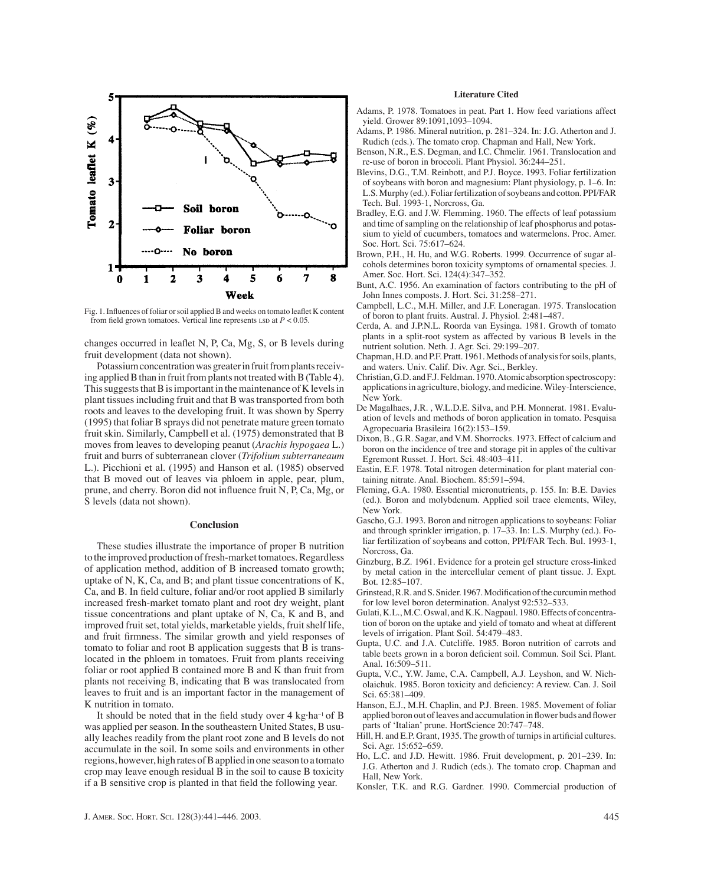Fig. 1. Influences of foliar or soil applied B and weeks on tomato leaflet K content from field grown tomatoes. Vertical line represents LSD at $P < 0.05$.

changes occurred in leaflet N, P, Ca, Mg, S, or B levels during fruit development (data not shown).

Potassium concentration was greater in fruit from plants receiving applied B than in fruit from plants not treated with B (Table 4). This suggests that B is important in the maintenance of K levels in plant tissues including fruit and that B was transported from both roots and leaves to the developing fruit. It was shown by Sperry (1995) that foliar B sprays did not penetrate mature green tomato fruit skin. Similarly, Campbell et al. (1975) demonstrated that B moves from leaves to developing peanut (*Arachis hypogaea* L.) fruit and burrs of subterranean clover (*Trifolium subterraneaum* L.). Picchioni et al. (1995) and Hanson et al. (1985) observed that B moved out of leaves via phloem in apple, pear, plum, prune, and cherry. Boron did not influence fruit N, P, Ca, Mg, or S levels (data not shown).

## Conclusion

These studies illustrate the importance of proper B nutrition to the improved production of fresh-market tomatoes. Regardless of application method, addition of B increased tomato growth; uptake of N, K, Ca, and B; and plant tissue concentrations of K, Ca, and B. In field culture, foliar and/or root applied B similarly increased fresh-market tomato plant and root dry weight, plant tissue concentrations and plant uptake of N, Ca, K and B, and improved fruit set, total yields, marketable yields, fruit shelf life, and fruit firmness. The similar growth and yield responses of tomato to foliar and root B application suggests that B is translocated in the phloem in tomatoes. Fruit from plants receiving foliar or root applied B contained more B and K than fruit from plants not receiving B, indicating that B was translocated from leaves to fruit and is an important factor in the management of K nutrition in tomato.

It should be noted that in the field study over 4 $kg \cdot ha^{-1}$ of B was applied per season. In the southeastern United States, B usually leaches readily from the plant root zone and B levels do not accumulate in the soil. In some soils and environments in other regions, however, high rates of B applied in one season to a tomato crop may leave enough residual B in the soil to cause B toxicity if a B sensitive crop is planted in that field the following year.

## Literature Cited

Adams, P. 1978. Tomatoes in peat. Part 1. How feed variations affect yield. Grower 89:1091,1093–1094.

Adams, P. 1986. Mineral nutrition, p. 281–324. In: J.G. Atherton and J. Rudich (eds.). The tomato crop. Chapman and Hall, New York.

Benson, N.R., E.S. Degman, and I.C. Chmelir. 1961. Translocation and re-use of boron in broccoli. Plant Physiol. 36:244–251.

Blevins, D.G., T.M. Reinbott, and P.J. Boyce. 1993. Foliar fertilization of soybeans with boron and magnesium: Plant physiology, p. 1–6. In: L.S. Murphy (ed.). Foliar fertilization of soybeans and cotton. PPI/FAR Tech. Bul. 1993-1, Norcross, Ga.

Bradley, E.G. and J.W. Flemming. 1960. The effects of leaf potassium and time of sampling on the relationship of leaf phosphorus and potassium to yield of cucumbers, tomatoes and watermelons. Proc. Amer. Soc. Hort. Sci. 75:617–624.

Brown, P.H., H. Hu, and W.G. Roberts. 1999. Occurrence of sugar alcohols determines boron toxicity symptoms of ornamental species. J. Amer. Soc. Hort. Sci. 124(4):347–352.

Bunt, A.C. 1956. An examination of factors contributing to the pH of John Innes composts. J. Hort. Sci. 31:258–271.

Campbell, L.C., M.H. Miller, and J.F. Loneragan. 1975. Translocation of boron to plant fruits. Austral. J. Physiol. 2:481–487.

Cerda, A. and J.P.N.L. Roorda van Eysinga. 1981. Growth of tomato plants in a split-root system as affected by various B levels in the nutrient solution. Neth. J. Agr. Sci. 29:199–207.

Chapman, H.D. and P.F. Pratt. 1961. Methods of analysis for soils, plants, and waters. Univ. Calif. Div. Agr. Sci., Berkley.

Christian, G.D. and F.J. Feldman. 1970. Atomic absorption spectroscopy: applications in agriculture, biology, and medicine. Wiley-Interscience, New York.

De Magalhaes, J.R. , W.L.D.E. Silva, and P.H. Monnerat. 1981. Evaluation of levels and methods of boron application in tomato. Pesquisa Agropecuaria Brasileira 16(2):153–159.

Dixon, B., G.R. Sagar, and V.M. Shorrocks. 1973. Effect of calcium and boron on the incidence of tree and storage pit in apples of the cultivar Egremont Russet. J. Hort. Sci. 48:403–411.

Eastin, E.F. 1978. Total nitrogen determination for plant material containing nitrate. Anal. Biochem. 85:591–594.

Fleming, G.A. 1980. Essential micronutrients, p. 155. In: B.E. Davies (ed.). Boron and molybdenum. Applied soil trace elements, Wiley, New York.

Gascho, G.J. 1993. Boron and nitrogen applications to soybeans: Foliar and through sprinkler irrigation, p. 17–33. In: L.S. Murphy (ed.). Foliar fertilization of soybeans and cotton, PPI/FAR Tech. Bul. 1993-1, Norcross, Ga.

Ginzburg, B.Z. 1961. Evidence for a protein gel structure cross-linked by metal cation in the intercellular cement of plant tissue. J. Expt. Bot. 12:85–107.

Grinstead, R.R. and S. Snider. 1967. Modification of the curcumin method for low level boron determination. Analyst 92:532–533.

Gulati, K.L., M.C. Oswal, and K.K. Nagpaul. 1980. Effects of concentration of boron on the uptake and yield of tomato and wheat at different levels of irrigation. Plant Soil. 54:479–483.

Gupta, U.C. and J.A. Cutcliffe. 1985. Boron nutrition of carrots and table beets grown in a boron deficient soil. Commun. Soil Sci. Plant. Anal. 16:509–511.

Gupta, V.C., Y.W. Jame, C.A. Campbell, A.J. Leyshon, and W. Nicholaichuk. 1985. Boron toxicity and deficiency: A review. Can. J. Soil Sci. 65:381–409.

Hanson, E.J., M.H. Chaplin, and P.J. Breen. 1985. Movement of foliar applied boron out of leaves and accumulation in flower buds and flower parts of 'Italian' prune. HortScience 20:747–748.

Hill, H. and E.P. Grant, 1935. The growth of turnips in artificial cultures. Sci. Agr. 15:652–659.

Ho, L.C. and J.D. Hewitt. 1986. Fruit development, p. 201–239. In: J.G. Atherton and J. Rudich (eds.). The tomato crop. Chapman and Hall, New York.

Konsler, T.K. and R.G. Gardner. 1990. Commercial production of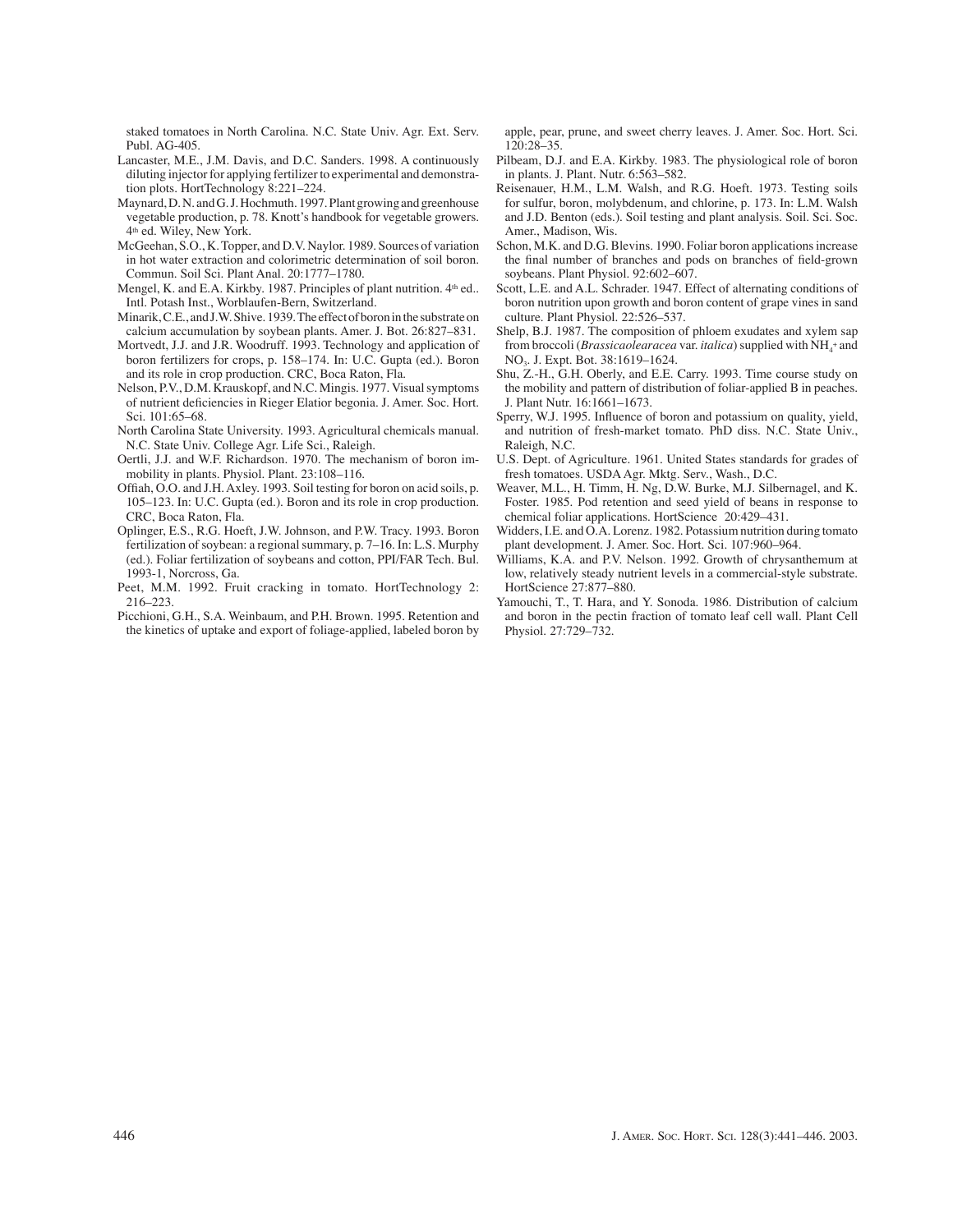staked tomatoes in North Carolina. N.C. State Univ. Agr. Ext. Serv. Publ. AG-405.

Lancaster, M.E., J.M. Davis, and D.C. Sanders. 1998. A continuously diluting injector for applying fertilizer to experimental and demonstration plots. HortTechnology 8:221–224.

Maynard, D. N. and G. J. Hochmuth. 1997. Plant growing and greenhouse vegetable production, p. 78. Knott's handbook for vegetable growers. 4th ed. Wiley, New York.

McGeehan, S.O., K. Topper, and D.V. Naylor. 1989. Sources of variation in hot water extraction and colorimetric determination of soil boron. Commun. Soil Sci. Plant Anal. 20:1777–1780.

Mengel, K. and E.A. Kirkby. 1987. Principles of plant nutrition. 4th ed.. Intl. Potash Inst., Worblaufen-Bern, Switzerland.

Minarik, C.E., and J.W. Shive. 1939. The effect of boron in the substrate on calcium accumulation by soybean plants. Amer. J. Bot. 26:827–831.

Mortvedt, J.J. and J.R. Woodruff. 1993. Technology and application of boron fertilizers for crops, p. 158–174. In: U.C. Gupta (ed.). Boron and its role in crop production. CRC, Boca Raton, Fla.

Nelson, P.V., D.M. Krauskopf, and N.C. Mingis. 1977. Visual symptoms of nutrient deficiencies in Rieger Elatior begonia. J. Amer. Soc. Hort. Sci. 101:65–68.

North Carolina State University. 1993. Agricultural chemicals manual. N.C. State Univ. College Agr. Life Sci., Raleigh.

Oertli, J.J. and W.F. Richardson. 1970. The mechanism of boron immobility in plants. Physiol. Plant. 23:108–116.

Offiah, O.O. and J.H. Axley. 1993. Soil testing for boron on acid soils, p. 105–123. In: U.C. Gupta (ed.). Boron and its role in crop production. CRC, Boca Raton, Fla.

Oplinger, E.S., R.G. Hoeft, J.W. Johnson, and P.W. Tracy. 1993. Boron fertilization of soybean: a regional summary, p. 7–16. In: L.S. Murphy (ed.). Foliar fertilization of soybeans and cotton, PPI/FAR Tech. Bul. 1993-1, Norcross, Ga.

Peet, M.M. 1992. Fruit cracking in tomato. HortTechnology 2: 216–223.

Picchioni, G.H., S.A. Weinbaum, and P.H. Brown. 1995. Retention and the kinetics of uptake and export of foliage-applied, labeled boron by apple, pear, prune, and sweet cherry leaves. J. Amer. Soc. Hort. Sci. 120:28–35.

Pilbeam, D.J. and E.A. Kirkby. 1983. The physiological role of boron in plants. J. Plant. Nutr. 6:563–582.

Reisenauer, H.M., L.M. Walsh, and R.G. Hoeft. 1973. Testing soils for sulfur, boron, molybdenum, and chlorine, p. 173. In: L.M. Walsh and J.D. Benton (eds.). Soil testing and plant analysis. Soil. Sci. Soc. Amer., Madison, Wis.

Schon, M.K. and D.G. Blevins. 1990. Foliar boron applications increase the final number of branches and pods on branches of field-grown soybeans. Plant Physiol. 92:602–607.

Scott, L.E. and A.L. Schrader. 1947. Effect of alternating conditions of boron nutrition upon growth and boron content of grape vines in sand culture. Plant Physiol. 22:526–537.

Shelp, B.J. 1987. The composition of phloem exudates and xylem sap from broccoli (*Brassicaolearacea* var. *italica*) supplied with $NH_4^+$ and $NO_3$. J. Expt. Bot. 38:1619–1624.

Shu, Z.-H., G.H. Oberly, and E.E. Carry. 1993. Time course study on the mobility and pattern of distribution of foliar-applied B in peaches. J. Plant Nutr. 16:1661–1673.

Sperry, W.J. 1995. Influence of boron and potassium on quality, yield, and nutrition of fresh-market tomato. PhD diss. N.C. State Univ., Raleigh, N.C.

U.S. Dept. of Agriculture. 1961. United States standards for grades of fresh tomatoes. USDA Agr. Mktg. Serv., Wash., D.C.

Weaver, M.L., H. Timm, H. Ng, D.W. Burke, M.J. Silbernagel, and K. Foster. 1985. Pod retention and seed yield of beans in response to chemical foliar applications. HortScience 20:429–431.

Widders, I.E. and O.A. Lorenz. 1982. Potassium nutrition during tomato plant development. J. Amer. Soc. Hort. Sci. 107:960–964.

Williams, K.A. and P.V. Nelson. 1992. Growth of chrysanthemum at low, relatively steady nutrient levels in a commercial-style substrate. HortScience 27:877–880.

Yamouchi, T., T. Hara, and Y. Sonoda. 1986. Distribution of calcium and boron in the pectin fraction of tomato leaf cell wall. Plant Cell Physiol. 27:729–732.